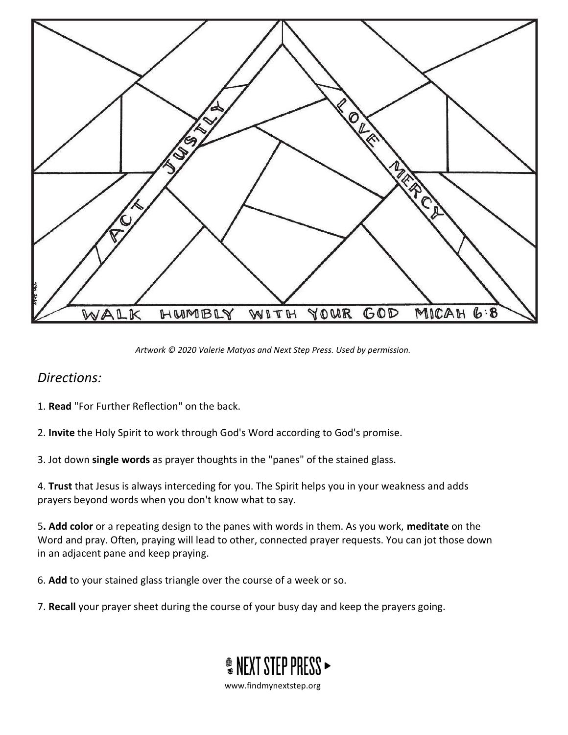ACT JUSTLY

LOVE MERCY

WALK HUMBLY WITH YOUR GOD MICAH 6:8

*Artwork © 2020 Valerie Matyas and Next Step Press. Used by permission.*

## *Directions:*

1. **Read** "For Further Reflection" on the back.

2. **Invite** the Holy Spirit to work through God's Word according to God's promise.

3. Jot down **single words** as prayer thoughts in the "panes" of the stained glass.

4. **Trust** that Jesus is always interceding for you. The Spirit helps you in your weakness and adds prayers beyond words when you don't know what to say.

5**. Add color** or a repeating design to the panes with words in them. As you work, **meditate** on the Word and pray. Often, praying will lead to other, connected prayer requests. You can jot those down in an adjacent pane and keep praying.

6. **Add** to your stained glass triangle over the course of a week or so.

7. **Recall** your prayer sheet during the course of your busy day and keep the prayers going.

NEXT STEP PRESS

www.findmynextstep.org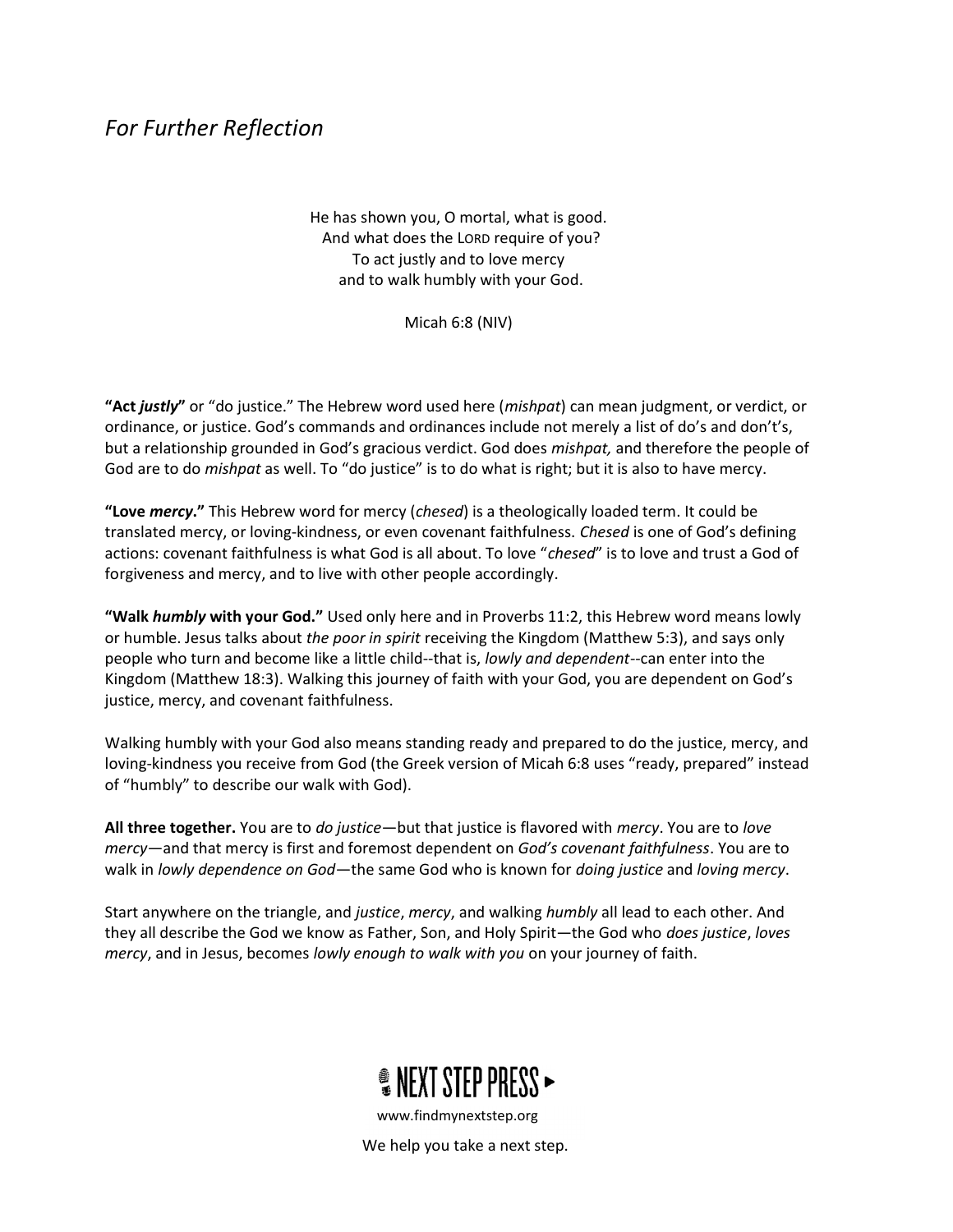## *For Further Reflection*

He has shown you, O mortal, what is good.
And what does the LORD require of you?
To act justly and to love mercy
and to walk humbly with your God.

Micah 6:8 (NIV)

**"Act *justly*"** or "do justice." The Hebrew word used here (*mishpat*) can mean judgment, or verdict, or ordinance, or justice. God's commands and ordinances include not merely a list of do's and don't's, but a relationship grounded in God's gracious verdict. God does *mishpat,* and therefore the people of God are to do *mishpat* as well. To "do justice" is to do what is right; but it is also to have mercy.

**"Love *mercy*."** This Hebrew word for mercy (*chesed*) is a theologically loaded term. It could be translated mercy, or loving-kindness, or even covenant faithfulness. *Chesed* is one of God's defining actions: covenant faithfulness is what God is all about. To love "*chesed*" is to love and trust a God of forgiveness and mercy, and to live with other people accordingly.

**"Walk *humbly* with your God."** Used only here and in Proverbs 11:2, this Hebrew word means lowly or humble. Jesus talks about *the poor in spirit* receiving the Kingdom (Matthew 5:3), and says only people who turn and become like a little child--that is, *lowly and dependent*--can enter into the Kingdom (Matthew 18:3). Walking this journey of faith with your God, you are dependent on God's justice, mercy, and covenant faithfulness.

Walking humbly with your God also means standing ready and prepared to do the justice, mercy, and loving-kindness you receive from God (the Greek version of Micah 6:8 uses "ready, prepared" instead of "humbly" to describe our walk with God).

**All three together.** You are to *do justice*—but that justice is flavored with *mercy*. You are to *love mercy*—and that mercy is first and foremost dependent on *God's covenant faithfulness*. You are to walk in *lowly dependence on God*—the same God who is known for *doing justice* and *loving mercy*.

Start anywhere on the triangle, and *justice*, *mercy*, and walking *humbly* all lead to each other. And they all describe the God we know as Father, Son, and Holy Spirit—the God who *does justice*, *loves mercy*, and in Jesus, becomes *lowly enough to walk with you* on your journey of faith.

NEXT STEP PRESS

www.findmynextstep.org

We help you take a next step.